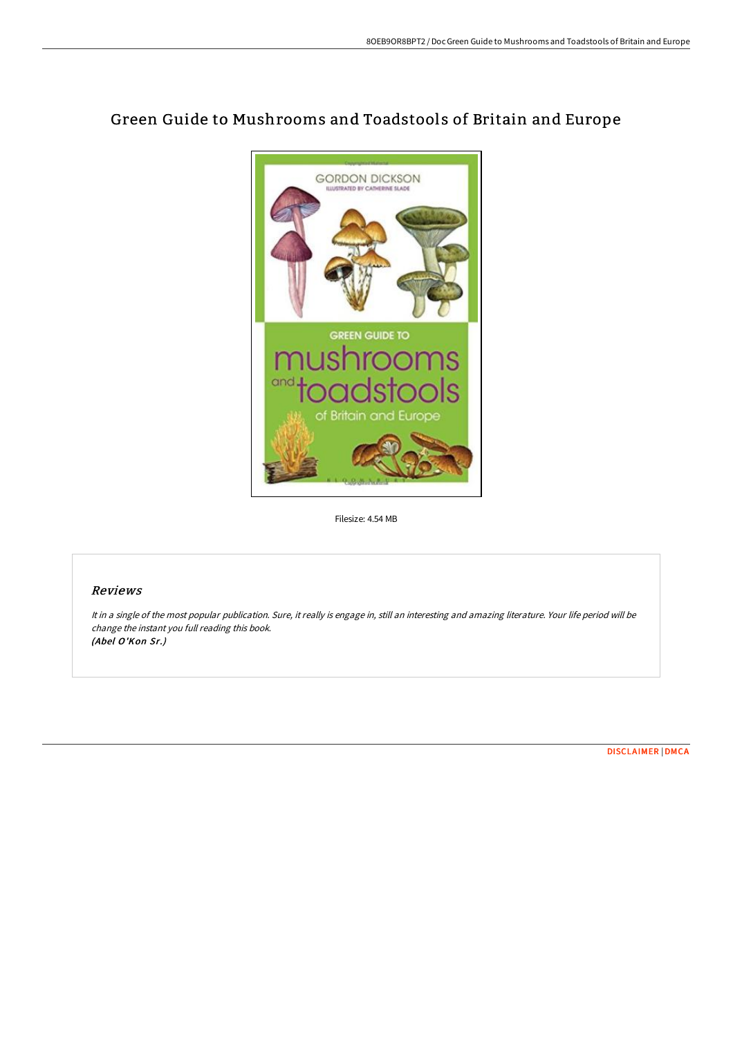# Green Guide to Mushrooms and Toadstools of Britain and Europe

Filesize: 4.54 MB

## Reviews

*It in a single of the most popular publication. Sure, it really is engage in, still an interesting and amazing literature. Your life period will be change the instant you full reading this book.*
***(Abel O'Kon Sr.)***

DISCLAIMER | DMCA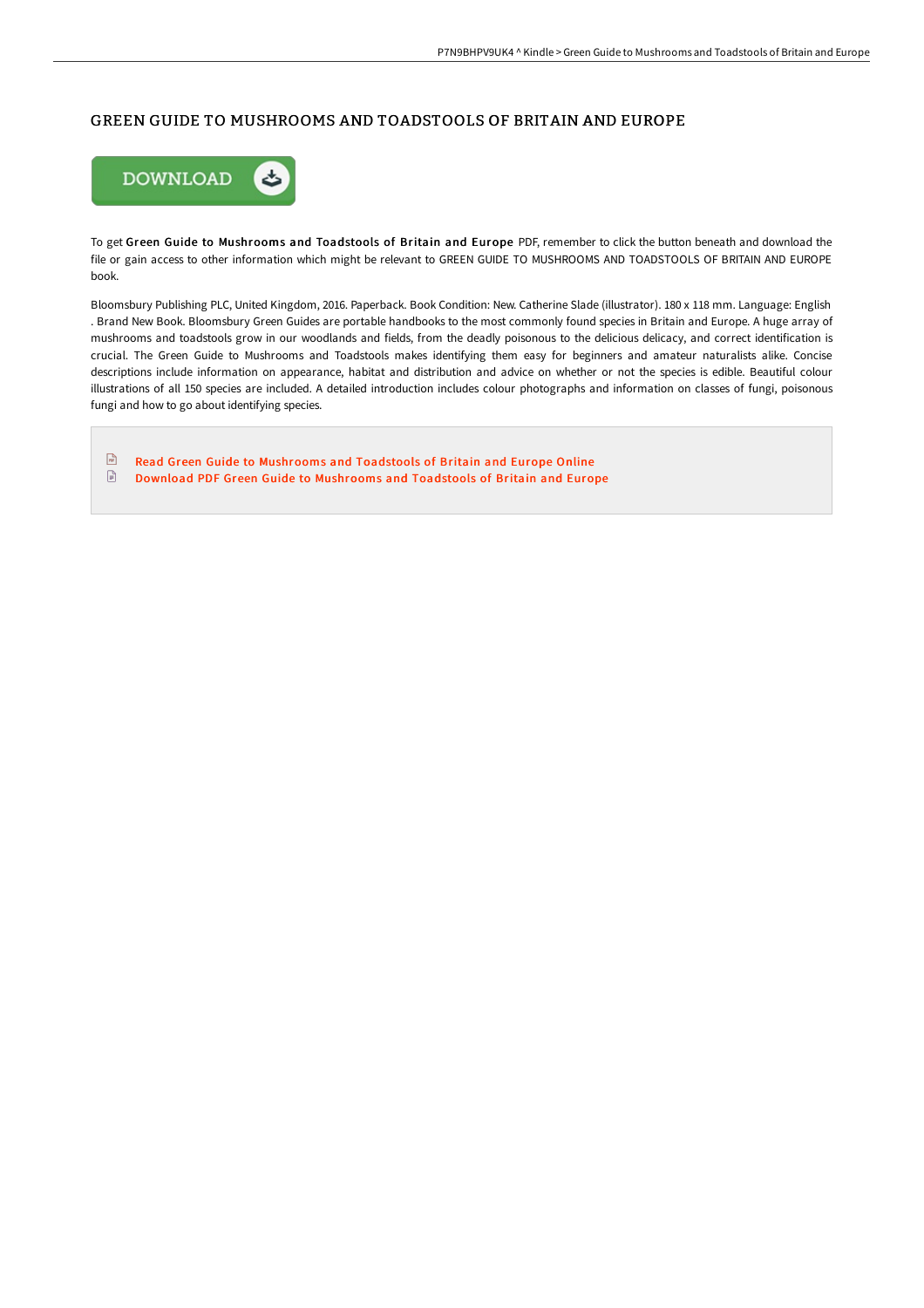# GREEN GUIDE TO MUSHROOMS AND TOADSTOOLS OF BRITAIN AND EUROPE

To get **Green Guide to Mushrooms and Toadstools of Britain and Europe** PDF, remember to click the button beneath and download the file or gain access to other information which might be relevant to GREEN GUIDE TO MUSHROOMS AND TOADSTOOLS OF BRITAIN AND EUROPE book.

Bloomsbury Publishing PLC, United Kingdom, 2016. Paperback. Book Condition: New. Catherine Slade (illustrator). 180 x 118 mm. Language: English . Brand New Book. Bloomsbury Green Guides are portable handbooks to the most commonly found species in Britain and Europe. A huge array of mushrooms and toadstools grow in our woodlands and fields, from the deadly poisonous to the delicious delicacy, and correct identification is crucial. The Green Guide to Mushrooms and Toadstools makes identifying them easy for beginners and amateur naturalists alike. Concise descriptions include information on appearance, habitat and distribution and advice on whether or not the species is edible. Beautiful colour illustrations of all 150 species are included. A detailed introduction includes colour photographs and information on classes of fungi, poisonous fungi and how to go about identifying species.

- Read Green Guide to Mushrooms and Toadstools of Britain and Europe Online
- Download PDF Green Guide to Mushrooms and Toadstools of Britain and Europe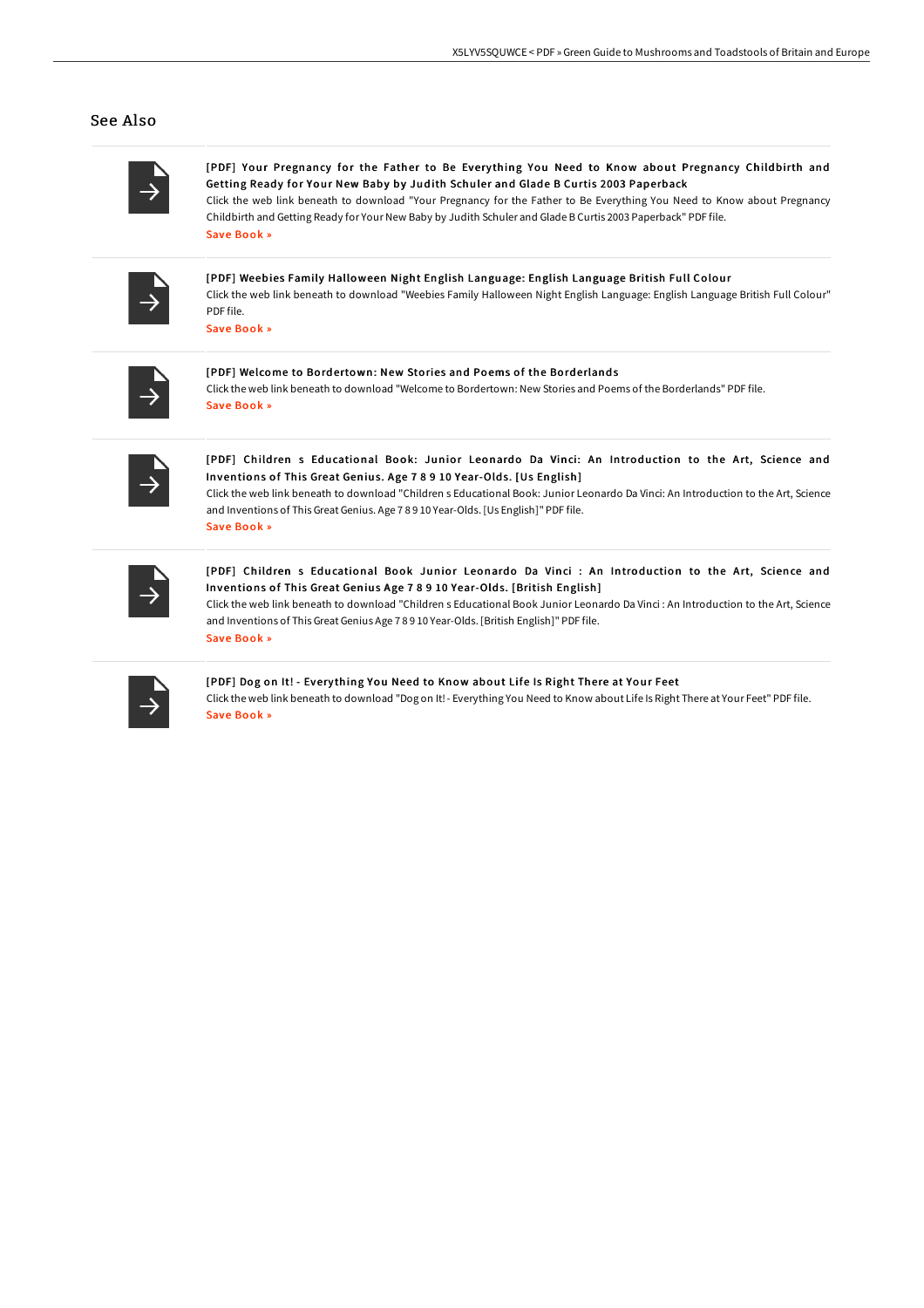## See Also

**[PDF] Your Pregnancy for the Father to Be Everything You Need to Know about Pregnancy Childbirth and Getting Ready for Your New Baby by Judith Schuler and Glade B Curtis 2003 Paperback**

Click the web link beneath to download "Your Pregnancy for the Father to Be Everything You Need to Know about Pregnancy Childbirth and Getting Ready for Your New Baby by Judith Schuler and Glade B Curtis 2003 Paperback" PDF file.

Save Book »

**[PDF] Weebies Family Halloween Night English Language: English Language British Full Colour**

Click the web link beneath to download "Weebies Family Halloween Night English Language: English Language British Full Colour" PDF file.

Save Book »

**[PDF] Welcome to Bordertown: New Stories and Poems of the Borderlands**

Click the web link beneath to download "Welcome to Bordertown: New Stories and Poems of the Borderlands" PDF file.

Save Book »

**[PDF] Children s Educational Book: Junior Leonardo Da Vinci: An Introduction to the Art, Science and Inventions of This Great Genius. Age 7 8 9 10 Year-Olds. [Us English]**

Click the web link beneath to download "Children s Educational Book: Junior Leonardo Da Vinci: An Introduction to the Art, Science and Inventions of This Great Genius. Age 7 8 9 10 Year-Olds. [Us English]" PDF file.

Save Book »

**[PDF] Children s Educational Book Junior Leonardo Da Vinci : An Introduction to the Art, Science and Inventions of This Great Genius Age 7 8 9 10 Year-Olds. [British English]**

Click the web link beneath to download "Children s Educational Book Junior Leonardo Da Vinci : An Introduction to the Art, Science and Inventions of This Great Genius Age 7 8 9 10 Year-Olds. [British English]" PDF file.

Save Book »

**[PDF] Dog on It! - Everything You Need to Know about Life Is Right There at Your Feet**

Click the web link beneath to download "Dog on It! - Everything You Need to Know about Life Is Right There at Your Feet" PDF file.

Save Book »